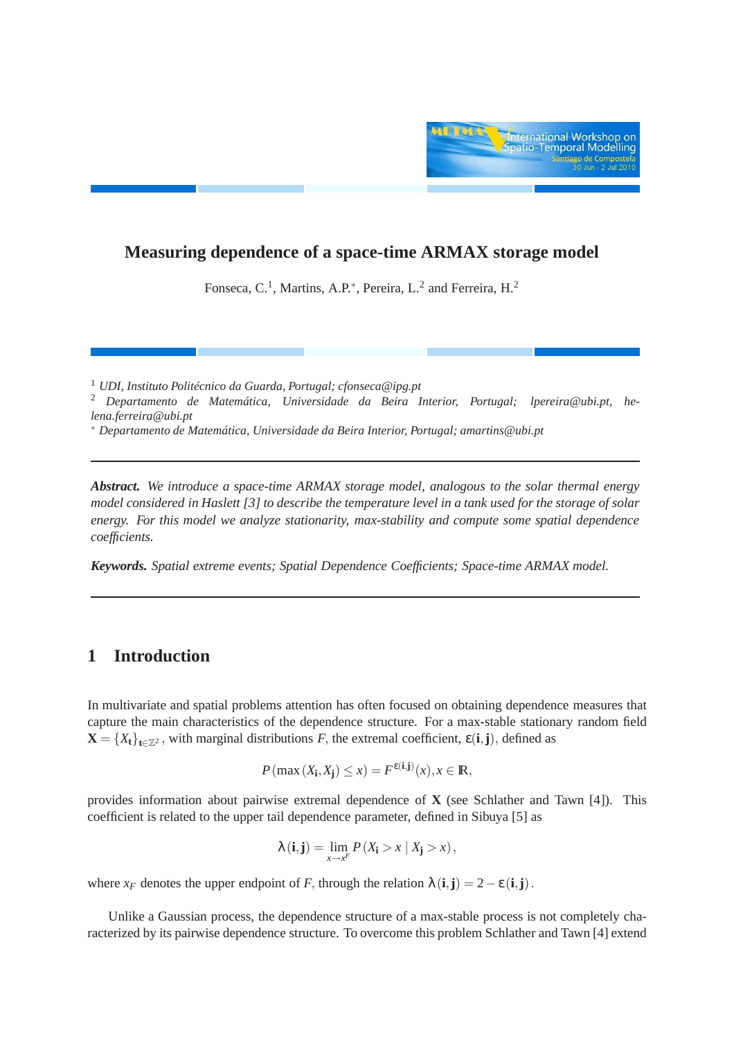# Measuring dependence of a space-time ARMAX storage model

Fonseca, C.[1], Martins, A.P.[*], Pereira, L.[2] and Ferreira, H.[2]

[1] *UDI, Instituto Politécnico da Guarda, Portugal; cfonseca@ipg.pt*

[2] *Departamento de Matemática, Universidade da Beira Interior, Portugal; lpereira@ubi.pt, helena.ferreira@ubi.pt*

[*] *Departamento de Matemática, Universidade da Beira Interior, Portugal; amartins@ubi.pt*

---

***Abstract.*** *We introduce a space-time ARMAX storage model, analogous to the solar thermal energy model considered in Haslett [3] to describe the temperature level in a tank used for the storage of solar energy. For this model we analyze stationarity, max-stability and compute some spatial dependence coefficients.*

***Keywords.*** *Spatial extreme events; Spatial Dependence Coefficients; Space-time ARMAX model.*

---

## 1 Introduction

In multivariate and spatial problems attention has often focused on obtaining dependence measures that capture the main characteristics of the dependence structure. For a max-stable stationary random field $\mathbf{X} = \{X_{\mathbf{t}}\}_{\mathbf{t}\in\mathbb{Z}^2}$, with marginal distributions $F$, the extremal coefficient, $\varepsilon(\mathbf{i},\mathbf{j})$, defined as

$$P\left(\max\left(X_{\mathbf{i}}, X_{\mathbf{j}}\right) \leq x\right) = F^{\varepsilon(\mathbf{i},\mathbf{j})}(x), x \in \mathbb{R},$$

provides information about pairwise extremal dependence of $\mathbf{X}$ (see Schlather and Tawn [4]). This coefficient is related to the upper tail dependence parameter, defined in Sibuya [5] as

$$\lambda\left(\mathbf{i},\mathbf{j}\right) = \lim_{x \to x^F} P\left(X_{\mathbf{i}} > x \mid X_{\mathbf{j}} > x\right),$$

where $x_F$ denotes the upper endpoint of $F$, through the relation $\lambda\left(\mathbf{i},\mathbf{j}\right) = 2 - \varepsilon\left(\mathbf{i},\mathbf{j}\right)$.

Unlike a Gaussian process, the dependence structure of a max-stable process is not completely characterized by its pairwise dependence structure. To overcome this problem Schlather and Tawn [4] extend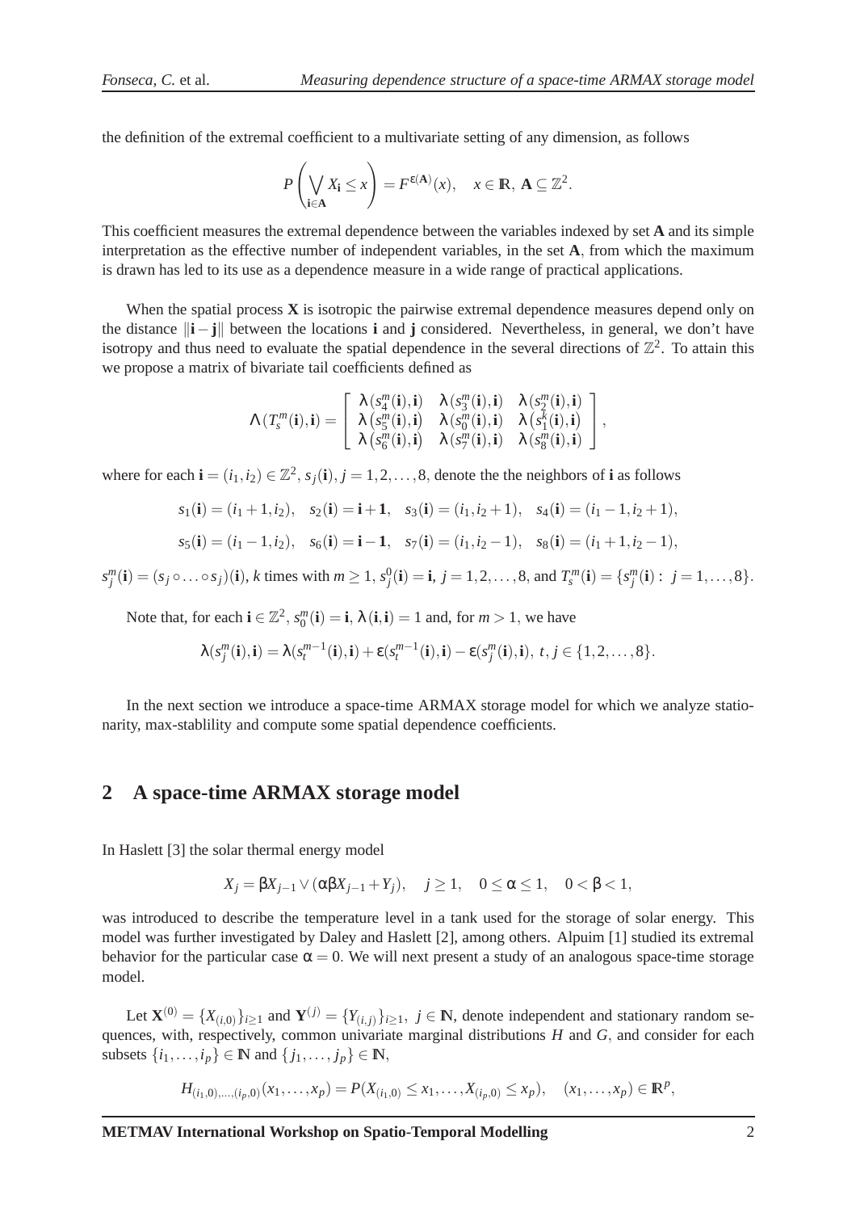the definition of the extremal coefficient to a multivariate setting of any dimension, as follows

$$P\left(\bigvee_{\mathbf{i}\in\mathbf{A}} X_{\mathbf{i}} \leq x\right) = F^{\varepsilon(\mathbf{A})}(x), \quad x \in \mathbb{R},\ \mathbf{A} \subseteq \mathbb{Z}^2.$$

This coefficient measures the extremal dependence between the variables indexed by set **A** and its simple interpretation as the effective number of independent variables, in the set **A**, from which the maximum is drawn has led to its use as a dependence measure in a wide range of practical applications.

When the spatial process **X** is isotropic the pairwise extremal dependence measures depend only on the distance $\|\mathbf{i}-\mathbf{j}\|$ between the locations **i** and **j** considered. Nevertheless, in general, we don't have isotropy and thus need to evaluate the spatial dependence in the several directions of $\mathbb{Z}^2$. To attain this we propose a matrix of bivariate tail coefficients defined as

$$\Lambda(T_s^m(\mathbf{i}),\mathbf{i}) = \begin{bmatrix} \lambda(s_4^m(\mathbf{i}),\mathbf{i}) & \lambda(s_3^m(\mathbf{i}),\mathbf{i}) & \lambda(s_2^m(\mathbf{i}),\mathbf{i}) \\ \lambda(s_5^m(\mathbf{i}),\mathbf{i}) & \lambda(s_0^m(\mathbf{i}),\mathbf{i}) & \lambda(s_1^k(\mathbf{i}),\mathbf{i}) \\ \lambda(s_6^m(\mathbf{i}),\mathbf{i}) & \lambda(s_7^m(\mathbf{i}),\mathbf{i}) & \lambda(s_8^m(\mathbf{i}),\mathbf{i}) \end{bmatrix},$$

where for each $\mathbf{i} = (i_1,i_2) \in \mathbb{Z}^2$, $s_j(\mathbf{i})$, $j = 1,2,\ldots,8$, denote the the neighbors of **i** as follows

$$s_1(\mathbf{i}) = (i_1+1,i_2), \quad s_2(\mathbf{i}) = \mathbf{i}+\mathbf{1}, \quad s_3(\mathbf{i}) = (i_1,i_2+1), \quad s_4(\mathbf{i}) = (i_1-1,i_2+1),$$

$$s_5(\mathbf{i}) = (i_1-1,i_2), \quad s_6(\mathbf{i}) = \mathbf{i}-\mathbf{1}, \quad s_7(\mathbf{i}) = (i_1,i_2-1), \quad s_8(\mathbf{i}) = (i_1+1,i_2-1),$$

$s_j^m(\mathbf{i}) = (s_j \circ \ldots \circ s_j)(\mathbf{i})$, $k$ times with $m \geq 1$, $s_j^0(\mathbf{i}) = \mathbf{i}$, $j = 1,2,\ldots,8$, and $T_s^m(\mathbf{i}) = \{s_j^m(\mathbf{i}) : j = 1,\ldots,8\}$.

Note that, for each $\mathbf{i} \in \mathbb{Z}^2$, $s_0^m(\mathbf{i}) = \mathbf{i}$, $\lambda(\mathbf{i},\mathbf{i}) = 1$ and, for $m > 1$, we have

$$\lambda(s_j^m(\mathbf{i}),\mathbf{i}) = \lambda(s_t^{m-1}(\mathbf{i}),\mathbf{i}) + \varepsilon(s_t^{m-1}(\mathbf{i}),\mathbf{i}) - \varepsilon(s_j^m(\mathbf{i}),\mathbf{i}),\ t,j \in \{1,2,\ldots,8\}.$$

In the next section we introduce a space-time ARMAX storage model for which we analyze stationarity, max-stablility and compute some spatial dependence coefficients.

## 2 A space-time ARMAX storage model

In Haslett [3] the solar thermal energy model

$$X_j = \beta X_{j-1} \vee (\alpha\beta X_{j-1} + Y_j), \quad j \geq 1, \quad 0 \leq \alpha \leq 1, \quad 0 < \beta < 1,$$

was introduced to describe the temperature level in a tank used for the storage of solar energy. This model was further investigated by Daley and Haslett [2], among others. Alpuim [1] studied its extremal behavior for the particular case $\alpha = 0$. We will next present a study of an analogous space-time storage model.

Let $\mathbf{X}^{(0)} = \{X_{(i,0)}\}_{i\geq 1}$ and $\mathbf{Y}^{(j)} = \{Y_{(i,j)}\}_{i\geq 1},\ j \in \mathbb{N}$, denote independent and stationary random sequences, with, respectively, common univariate marginal distributions $H$ and $G$, and consider for each subsets $\{i_1,\ldots,i_p\} \in \mathbb{N}$ and $\{j_1,\ldots,j_p\} \in \mathbb{N}$,

$$H_{(i_1,0),\ldots,(i_p,0)}(x_1,\ldots,x_p) = P(X_{(i_1,0)} \leq x_1,\ldots,X_{(i_p,0)} \leq x_p), \quad (x_1,\ldots,x_p) \in \mathbb{R}^p,$$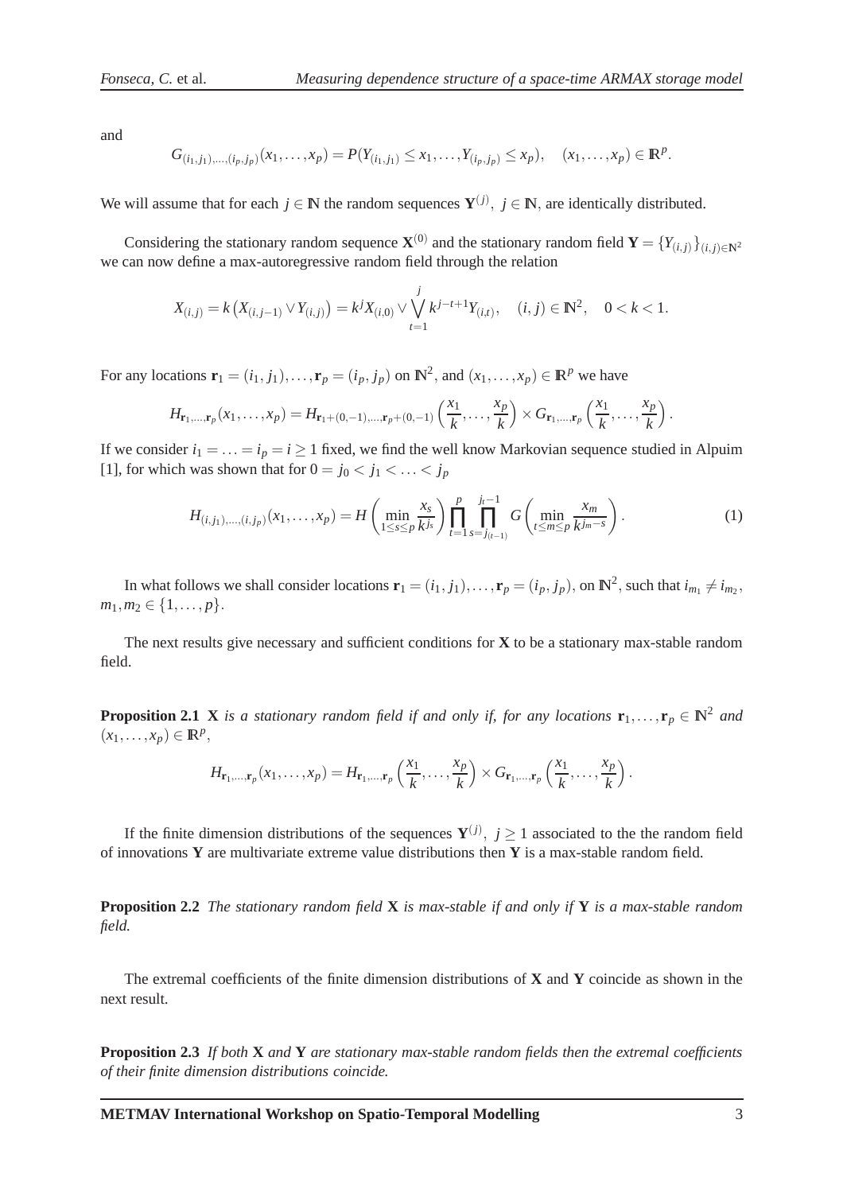and

$$G_{(i_1,j_1),\ldots,(i_p,j_p)}(x_1,\ldots,x_p) = P(Y_{(i_1,j_1)} \le x_1,\ldots,Y_{(i_p,j_p)} \le x_p), \quad (x_1,\ldots,x_p) \in \mathbb{R}^p.$$

We will assume that for each $j \in \mathbb{N}$ the random sequences $\mathbf{Y}^{(j)},\ j \in \mathbb{N}$, are identically distributed.

Considering the stationary random sequence $\mathbf{X}^{(0)}$ and the stationary random field $\mathbf{Y} = \{Y_{(i,j)}\}_{(i,j)\in\mathbb{N}^2}$ we can now define a max-autoregressive random field through the relation

$$X_{(i,j)} = k\left(X_{(i,j-1)} \vee Y_{(i,j)}\right) = k^j X_{(i,0)} \vee \bigvee_{t=1}^{j} k^{j-t+1} Y_{(i,t)}, \quad (i,j) \in \mathbb{N}^2, \quad 0 < k < 1.$$

For any locations $\mathbf{r}_1 = (i_1,j_1),\ldots,\mathbf{r}_p = (i_p,j_p)$ on $\mathbb{N}^2$, and $(x_1,\ldots,x_p) \in \mathbb{R}^p$ we have

$$H_{\mathbf{r}_1,\ldots,\mathbf{r}_p}(x_1,\ldots,x_p) = H_{\mathbf{r}_1+(0,-1),\ldots,\mathbf{r}_p+(0,-1)}\left(\frac{x_1}{k},\ldots,\frac{x_p}{k}\right) \times G_{\mathbf{r}_1,\ldots,\mathbf{r}_p}\left(\frac{x_1}{k},\ldots,\frac{x_p}{k}\right).$$

If we consider $i_1 = \ldots = i_p = i \ge 1$ fixed, we find the well know Markovian sequence studied in Alpuim [1], for which was shown that for $0 = j_0 < j_1 < \ldots < j_p$

$$H_{(i,j_1),\ldots,(i,j_p)}(x_1,\ldots,x_p) = H\left(\min_{1\le s\le p} \frac{x_s}{k^{j_s}}\right) \prod_{t=1}^{p} \prod_{s=j_{(t-1)}}^{j_t-1} G\left(\min_{t\le m\le p} \frac{x_m}{k^{j_m-s}}\right). \tag{1}$$

In what follows we shall consider locations $\mathbf{r}_1 = (i_1,j_1),\ldots,\mathbf{r}_p = (i_p,j_p)$, on $\mathbb{N}^2$, such that $i_{m_1} \neq i_{m_2}$, $m_1,m_2 \in \{1,\ldots,p\}$.

The next results give necessary and sufficient conditions for $\mathbf{X}$ to be a stationary max-stable random field.

**Proposition 2.1** *$\mathbf{X}$ is a stationary random field if and only if, for any locations $\mathbf{r}_1,\ldots,\mathbf{r}_p \in \mathbb{N}^2$ and $(x_1,\ldots,x_p) \in \mathbb{R}^p$,*

$$H_{\mathbf{r}_1,\ldots,\mathbf{r}_p}(x_1,\ldots,x_p) = H_{\mathbf{r}_1,\ldots,\mathbf{r}_p}\left(\frac{x_1}{k},\ldots,\frac{x_p}{k}\right) \times G_{\mathbf{r}_1,\ldots,\mathbf{r}_p}\left(\frac{x_1}{k},\ldots,\frac{x_p}{k}\right).$$

If the finite dimension distributions of the sequences $\mathbf{Y}^{(j)},\ j \ge 1$ associated to the the random field of innovations $\mathbf{Y}$ are multivariate extreme value distributions then $\mathbf{Y}$ is a max-stable random field.

**Proposition 2.2** *The stationary random field $\mathbf{X}$ is max-stable if and only if $\mathbf{Y}$ is a max-stable random field.*

The extremal coefficients of the finite dimension distributions of $\mathbf{X}$ and $\mathbf{Y}$ coincide as shown in the next result.

**Proposition 2.3** *If both $\mathbf{X}$ and $\mathbf{Y}$ are stationary max-stable random fields then the extremal coefficients of their finite dimension distributions coincide.*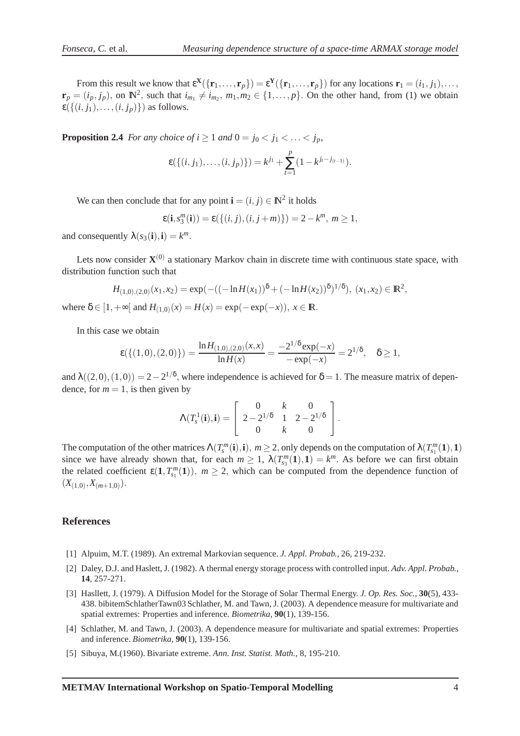From this result we know that $\varepsilon^{\mathbf{X}}(\{\mathbf{r}_1,\ldots,\mathbf{r}_p\}) = \varepsilon^{\mathbf{Y}}(\{\mathbf{r}_1,\ldots,\mathbf{r}_p\})$ for any locations $\mathbf{r}_1 = (i_1, j_1),\ldots,$ $\mathbf{r}_p = (i_p, j_p)$, on $\mathbb{N}^2$, such that $i_{m_1} \neq i_{m_2}$, $m_1, m_2 \in \{1,\ldots,p\}$. On the other hand, from (1) we obtain $\varepsilon(\{(i, j_1),\ldots,(i, j_p)\})$ as follows.

**Proposition 2.4** *For any choice of $i \geq 1$ and $0 = j_0 < j_1 < \ldots < j_p$,*

$$\varepsilon(\{(i,j_1),\ldots,(i,j_p)\}) = k^{j_1} + \sum_{t=1}^{p}(1 - k^{j_t - j_{(t-1)}}).$$

We can then conclude that for any point $\mathbf{i} = (i, j) \in \mathbb{N}^2$ it holds

$$\varepsilon(\mathbf{i}, s_3^m(\mathbf{i})) = \varepsilon(\{(i,j),(i,j+m)\}) = 2 - k^m,\ m \geq 1,$$

and consequently $\lambda(s_3(\mathbf{i}), \mathbf{i}) = k^m$.

Lets now consider $\mathbf{X}^{(0)}$ a stationary Markov chain in discrete time with continuous state space, with distribution function such that

$$H_{(1,0),(2,0)}(x_1,x_2) = \exp(-((-\ln H(x_1))^{\delta} + (-\ln H(x_2))^{\delta})^{1/\delta}),\ (x_1,x_2) \in \mathbb{R}^2,$$

where $\delta \in [1, +\infty[$ and $H_{(1,0)}(x) = H(x) = \exp(-\exp(-x)),\ x \in \mathbb{R}$.

In this case we obtain

$$\varepsilon(\{(1,0),(2,0)\}) = \frac{\ln H_{(1,0),(2,0)}(x,x)}{\ln H(x)} = \frac{-2^{1/\delta}\exp(-x)}{-\exp(-x)} = 2^{1/\delta}, \quad \delta \geq 1,$$

and $\lambda((2,0),(1,0)) = 2 - 2^{1/\delta}$, where independence is achieved for $\delta = 1$. The measure matrix of dependence, for $m = 1$, is then given by

$$\Lambda(T_s^1(\mathbf{i}), \mathbf{i}) = \left[\begin{array}{ccc} 0 & k & 0 \\ 2 - 2^{1/\delta} & 1 & 2 - 2^{1/\delta} \\ 0 & k & 0 \end{array}\right].$$

The computation of the other matrices $\Lambda(T_s^m(\mathbf{i}), \mathbf{i}),\ m \geq 2$, only depends on the computation of $\lambda(T_{s_1}^m(\mathbf{1}), \mathbf{1})$ since we have already shown that, for each $m \geq 1$, $\lambda(T_{s_3}^m(\mathbf{1}), \mathbf{1}) = k^m$. As before we can first obtain the related coefficient $\varepsilon(\mathbf{1}, T_{s_1}^m(\mathbf{1})),\ m \geq 2$, which can be computed from the dependence function of $(X_{(1,0)}, X_{(m+1,0)})$.

## References

[1] Alpuim, M.T. (1989). An extremal Markovian sequence. *J. Appl. Probab.*, 26, 219-232.

[2] Daley, D.J. and Haslett, J. (1982). A thermal energy storage process with controlled input. *Adv. Appl. Probab.*, **14**, 257-271.

[3] Hasllett, J. (1979). A Diffusion Model for the Storage of Solar Thermal Energy. *J. Op. Res. Soc.*, **30**(5), 433-438. bibitemSchlatherTawn03 Schlather, M. and Tawn, J. (2003). A dependence measure for multivariate and spatial extremes: Properties and inference. *Biometrika*, **90**(1), 139-156.

[4] Schlather, M. and Tawn, J. (2003). A dependence measure for multivariate and spatial extremes: Properties and inference. *Biometrika*, **90**(1), 139-156.

[5] Sibuya, M.(1960). Bivariate extreme. *Ann. Inst. Statist. Math.*, 8, 195-210.